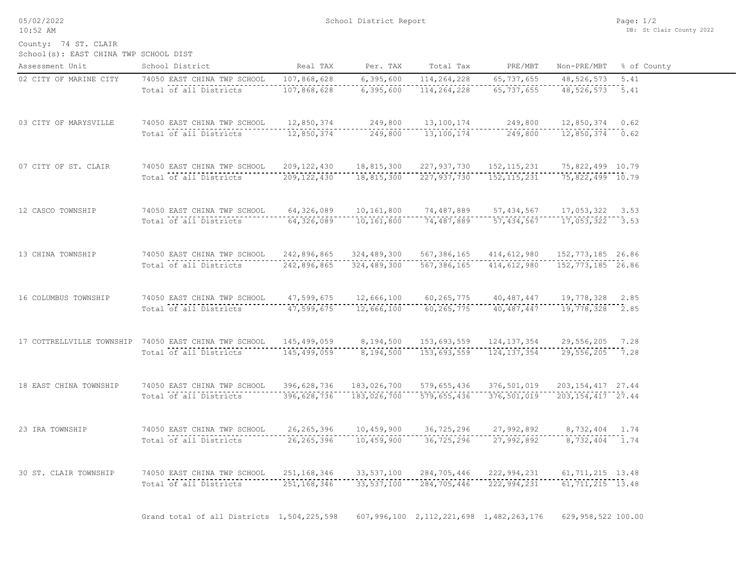School District Report

County: 74 ST. CLAIR
School(s): EAST CHINA TWP SCHOOL DIST

| Assessment Unit | School District | Real TAX | Per. TAX | Total Tax | PRE/MBT | Non-PRE/MBT | % of County |
|---|---|---|---|---|---|---|---|
| 02 CITY OF MARINE CITY | 74050 EAST CHINA TWP SCHOOL | 107,868,628 | 6,395,600 | 114,264,228 | 65,737,655 | 48,526,573 | 5.41 |
| | Total of all Districts | 107,868,628 | 6,395,600 | 114,264,228 | 65,737,655 | 48,526,573 | 5.41 |
| 03 CITY OF MARYSVILLE | 74050 EAST CHINA TWP SCHOOL | 12,850,374 | 249,800 | 13,100,174 | 249,800 | 12,850,374 | 0.62 |
| | Total of all Districts | 12,850,374 | 249,800 | 13,100,174 | 249,800 | 12,850,374 | 0.62 |
| 07 CITY OF ST. CLAIR | 74050 EAST CHINA TWP SCHOOL | 209,122,430 | 18,815,300 | 227,937,730 | 152,115,231 | 75,822,499 | 10.79 |
| | Total of all Districts | 209,122,430 | 18,815,300 | 227,937,730 | 152,115,231 | 75,822,499 | 10.79 |
| 12 CASCO TOWNSHIP | 74050 EAST CHINA TWP SCHOOL | 64,326,089 | 10,161,800 | 74,487,889 | 57,434,567 | 17,053,322 | 3.53 |
| | Total of all Districts | 64,326,089 | 10,161,800 | 74,487,889 | 57,434,567 | 17,053,322 | 3.53 |
| 13 CHINA TOWNSHIP | 74050 EAST CHINA TWP SCHOOL | 242,896,865 | 324,489,300 | 567,386,165 | 414,612,980 | 152,773,185 | 26.86 |
| | Total of all Districts | 242,896,865 | 324,489,300 | 567,386,165 | 414,612,980 | 152,773,185 | 26.86 |
| 16 COLUMBUS TOWNSHIP | 74050 EAST CHINA TWP SCHOOL | 47,599,675 | 12,666,100 | 60,265,775 | 40,487,447 | 19,778,328 | 2.85 |
| | Total of all Districts | 47,599,675 | 12,666,100 | 60,265,775 | 40,487,447 | 19,778,328 | 2.85 |
| 17 COTTRELLVILLE TOWNSHIP | 74050 EAST CHINA TWP SCHOOL | 145,499,059 | 8,194,500 | 153,693,559 | 124,137,354 | 29,556,205 | 7.28 |
| | Total of all Districts | 145,499,059 | 8,194,500 | 153,693,559 | 124,137,354 | 29,556,205 | 7.28 |
| 18 EAST CHINA TOWNSHIP | 74050 EAST CHINA TWP SCHOOL | 396,628,736 | 183,026,700 | 579,655,436 | 376,501,019 | 203,154,417 | 27.44 |
| | Total of all Districts | 396,628,736 | 183,026,700 | 579,655,436 | 376,501,019 | 203,154,417 | 27.44 |
| 23 IRA TOWNSHIP | 74050 EAST CHINA TWP SCHOOL | 26,265,396 | 10,459,900 | 36,725,296 | 27,992,892 | 8,732,404 | 1.74 |
| | Total of all Districts | 26,265,396 | 10,459,900 | 36,725,296 | 27,992,892 | 8,732,404 | 1.74 |
| 30 ST. CLAIR TOWNSHIP | 74050 EAST CHINA TWP SCHOOL | 251,168,346 | 33,537,100 | 284,705,446 | 222,994,231 | 61,711,215 | 13.48 |
| | Total of all Districts | 251,168,346 | 33,537,100 | 284,705,446 | 222,994,231 | 61,711,215 | 13.48 |
| | Grand total of all Districts | 1,504,225,598 | 607,996,100 | 2,112,221,698 | 1,482,263,176 | 629,958,522 | 100.00 |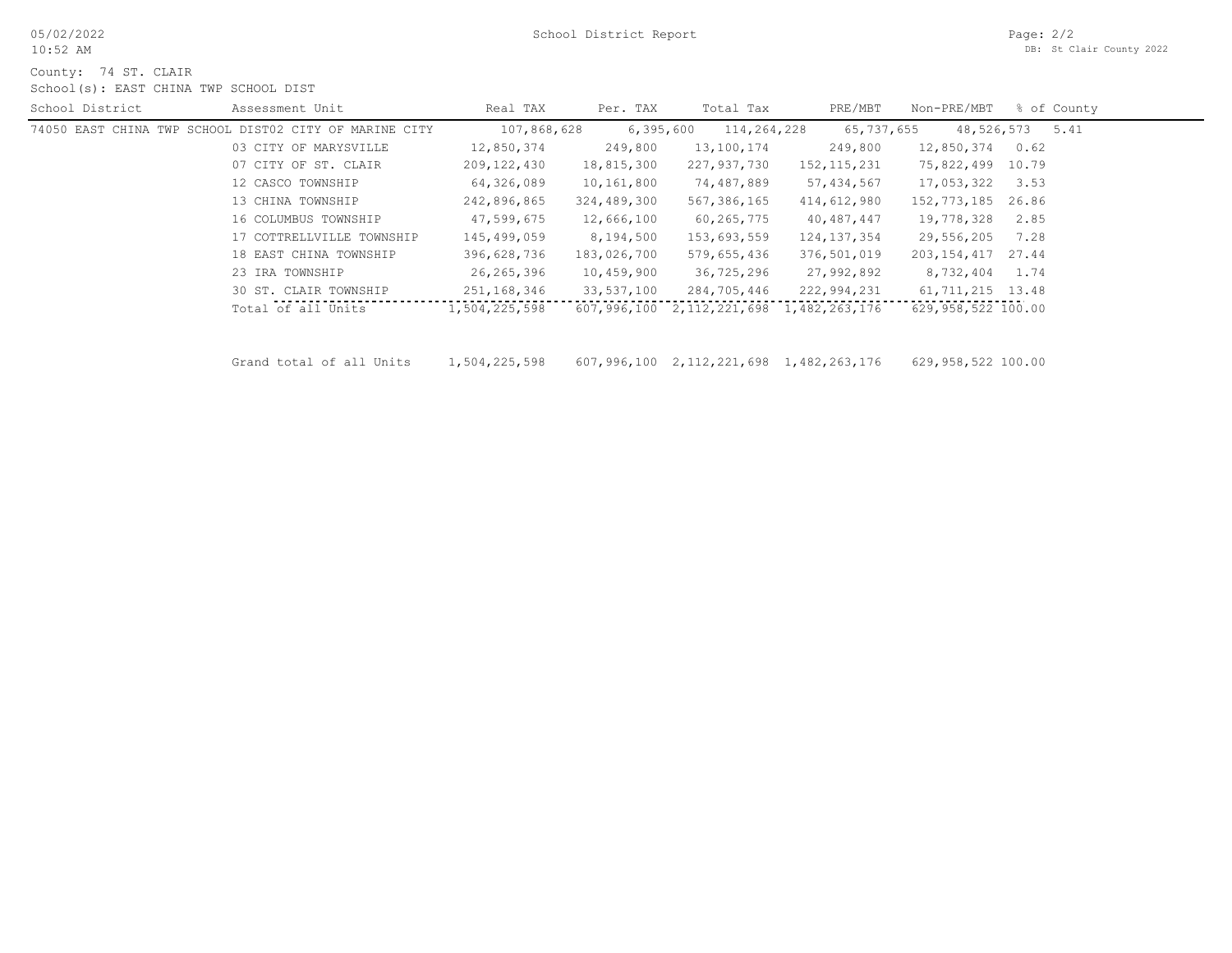05/02/2022
10:52 AM

School District Report

DB: St Clair County 2022

County: 74 ST. CLAIR
School(s): EAST CHINA TWP SCHOOL DIST

| School District | Assessment Unit | Real TAX | Per. TAX | Total Tax | PRE/MBT | Non-PRE/MBT | % of County |
|---|---|---|---|---|---|---|---|
| 74050 EAST CHINA TWP SCHOOL DIST | 02 CITY OF MARINE CITY | 107,868,628 | 6,395,600 | 114,264,228 | 65,737,655 | 48,526,573 | 5.41 |
| | 03 CITY OF MARYSVILLE | 12,850,374 | 249,800 | 13,100,174 | 249,800 | 12,850,374 | 0.62 |
| | 07 CITY OF ST. CLAIR | 209,122,430 | 18,815,300 | 227,937,730 | 152,115,231 | 75,822,499 | 10.79 |
| | 12 CASCO TOWNSHIP | 64,326,089 | 10,161,800 | 74,487,889 | 57,434,567 | 17,053,322 | 3.53 |
| | 13 CHINA TOWNSHIP | 242,896,865 | 324,489,300 | 567,386,165 | 414,612,980 | 152,773,185 | 26.86 |
| | 16 COLUMBUS TOWNSHIP | 47,599,675 | 12,666,100 | 60,265,775 | 40,487,447 | 19,778,328 | 2.85 |
| | 17 COTTRELLVILLE TOWNSHIP | 145,499,059 | 8,194,500 | 153,693,559 | 124,137,354 | 29,556,205 | 7.28 |
| | 18 EAST CHINA TOWNSHIP | 396,628,736 | 183,026,700 | 579,655,436 | 376,501,019 | 203,154,417 | 27.44 |
| | 23 IRA TOWNSHIP | 26,265,396 | 10,459,900 | 36,725,296 | 27,992,892 | 8,732,404 | 1.74 |
| | 30 ST. CLAIR TOWNSHIP | 251,168,346 | 33,537,100 | 284,705,446 | 222,994,231 | 61,711,215 | 13.48 |
| | Total of all Units | 1,504,225,598 | 607,996,100 | 2,112,221,698 | 1,482,263,176 | 629,958,522 | 100.00 |
| | Grand total of all Units | 1,504,225,598 | 607,996,100 | 2,112,221,698 | 1,482,263,176 | 629,958,522 | 100.00 |